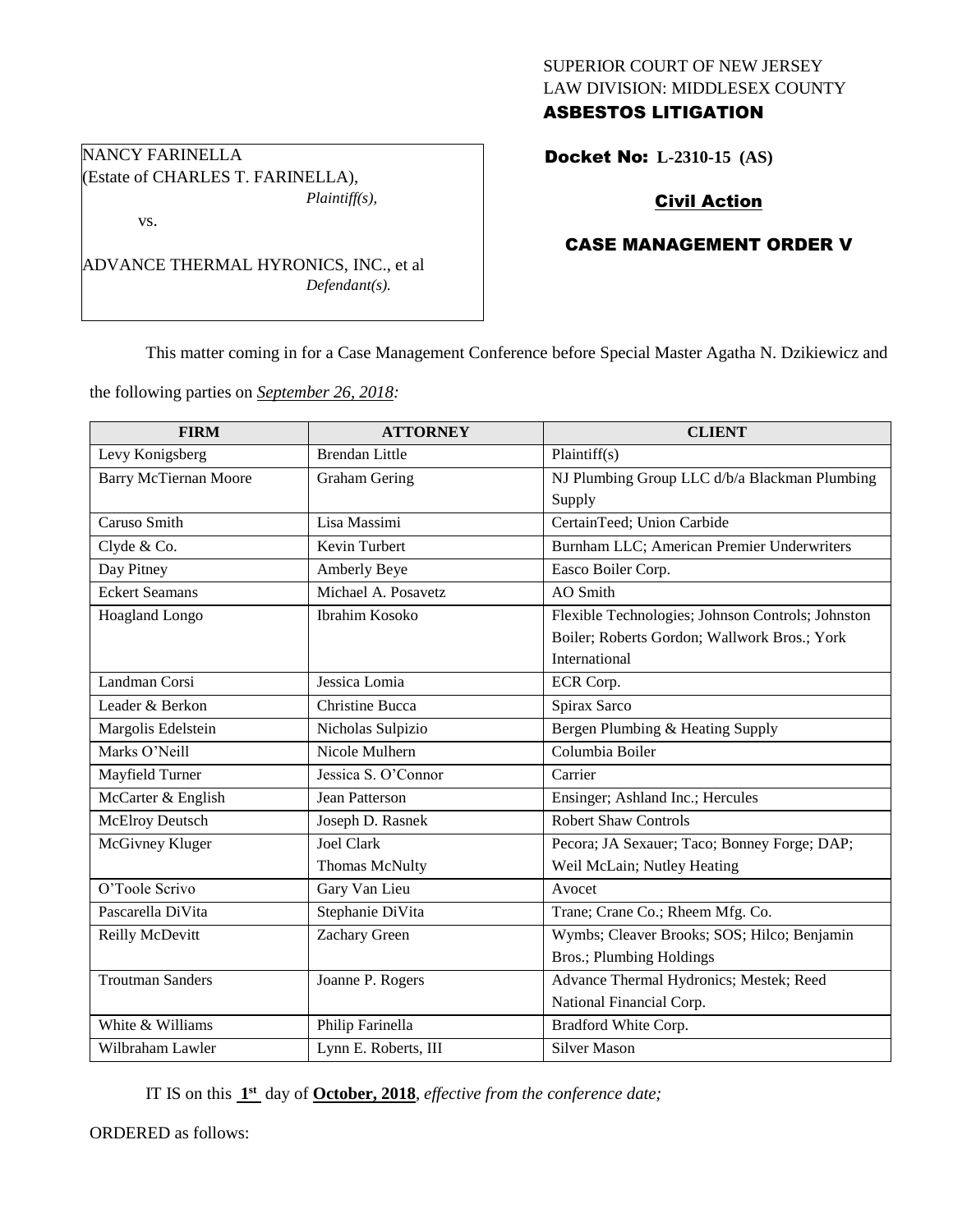SUPERIOR COURT OF NEW JERSEY
LAW DIVISION: MIDDLESEX COUNTY
**ASBESTOS LITIGATION**

NANCY FARINELLA
(Estate of CHARLES T. FARINELLA),
*Plaintiff(s),*

vs.

ADVANCE THERMAL HYRONICS, INC., et al
*Defendant(s).*

**Docket No: L-2310-15 (AS)**

**Civil Action**

**CASE MANAGEMENT ORDER V**

This matter coming in for a Case Management Conference before Special Master Agatha N. Dzikiewicz and the following parties on *September 26, 2018:*

| FIRM | ATTORNEY | CLIENT |
|---|---|---|
| Levy Konigsberg | Brendan Little | Plaintiff(s) |
| Barry McTiernan Moore | Graham Gering | NJ Plumbing Group LLC d/b/a Blackman Plumbing Supply |
| Caruso Smith | Lisa Massimi | CertainTeed; Union Carbide |
| Clyde & Co. | Kevin Turbert | Burnham LLC; American Premier Underwriters |
| Day Pitney | Amberly Beye | Easco Boiler Corp. |
| Eckert Seamans | Michael A. Posavetz | AO Smith |
| Hoagland Longo | Ibrahim Kosoko | Flexible Technologies; Johnson Controls; Johnston Boiler; Roberts Gordon; Wallwork Bros.; York International |
| Landman Corsi | Jessica Lomia | ECR Corp. |
| Leader & Berkon | Christine Bucca | Spirax Sarco |
| Margolis Edelstein | Nicholas Sulpizio | Bergen Plumbing & Heating Supply |
| Marks O'Neill | Nicole Mulhern | Columbia Boiler |
| Mayfield Turner | Jessica S. O'Connor | Carrier |
| McCarter & English | Jean Patterson | Ensinger; Ashland Inc.; Hercules |
| McElroy Deutsch | Joseph D. Rasnek | Robert Shaw Controls |
| McGivney Kluger | Joel Clark<br>Thomas McNulty | Pecora; JA Sexauer; Taco; Bonney Forge; DAP; Weil McLain; Nutley Heating |
| O'Toole Scrivo | Gary Van Lieu | Avocet |
| Pascarella DiVita | Stephanie DiVita | Trane; Crane Co.; Rheem Mfg. Co. |
| Reilly McDevitt | Zachary Green | Wymbs; Cleaver Brooks; SOS; Hilco; Benjamin Bros.; Plumbing Holdings |
| Troutman Sanders | Joanne P. Rogers | Advance Thermal Hydronics; Mestek; Reed National Financial Corp. |
| White & Williams | Philip Farinella | Bradford White Corp. |
| Wilbraham Lawler | Lynn E. Roberts, III | Silver Mason |

IT IS on this **1st** day of **October, 2018**, *effective from the conference date;*

ORDERED as follows: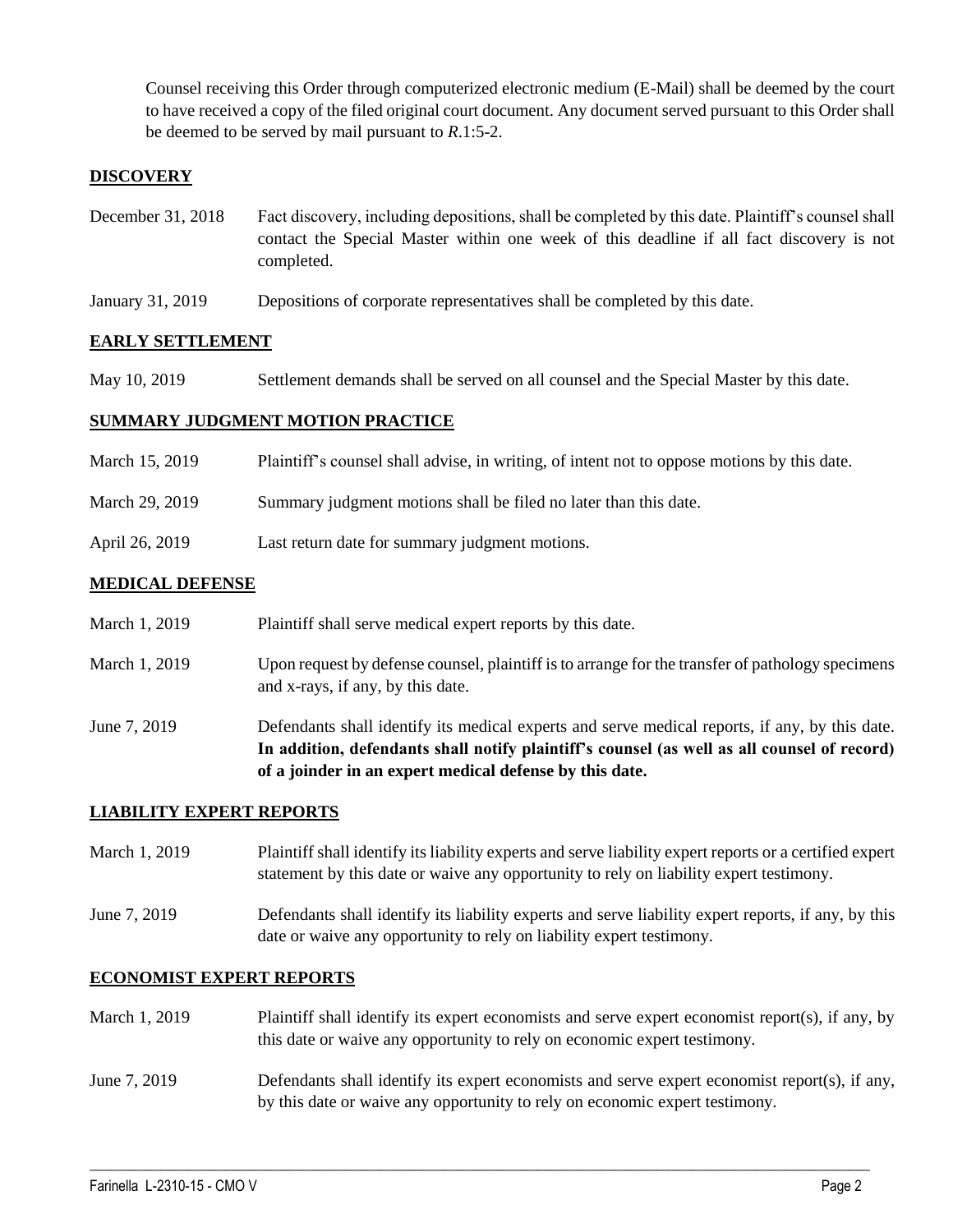Counsel receiving this Order through computerized electronic medium (E-Mail) shall be deemed by the court to have received a copy of the filed original court document. Any document served pursuant to this Order shall be deemed to be served by mail pursuant to *R*.1:5-2.

## DISCOVERY

December 31, 2018 Fact discovery, including depositions, shall be completed by this date. Plaintiff's counsel shall contact the Special Master within one week of this deadline if all fact discovery is not completed.

January 31, 2019 Depositions of corporate representatives shall be completed by this date.

## EARLY SETTLEMENT

May 10, 2019 Settlement demands shall be served on all counsel and the Special Master by this date.

## SUMMARY JUDGMENT MOTION PRACTICE

March 15, 2019 Plaintiff's counsel shall advise, in writing, of intent not to oppose motions by this date.

March 29, 2019 Summary judgment motions shall be filed no later than this date.

April 26, 2019 Last return date for summary judgment motions.

## MEDICAL DEFENSE

March 1, 2019 Plaintiff shall serve medical expert reports by this date.

March 1, 2019 Upon request by defense counsel, plaintiff is to arrange for the transfer of pathology specimens and x-rays, if any, by this date.

June 7, 2019 Defendants shall identify its medical experts and serve medical reports, if any, by this date. **In addition, defendants shall notify plaintiff's counsel (as well as all counsel of record) of a joinder in an expert medical defense by this date.**

## LIABILITY EXPERT REPORTS

March 1, 2019 Plaintiff shall identify its liability experts and serve liability expert reports or a certified expert statement by this date or waive any opportunity to rely on liability expert testimony.

June 7, 2019 Defendants shall identify its liability experts and serve liability expert reports, if any, by this date or waive any opportunity to rely on liability expert testimony.

## ECONOMIST EXPERT REPORTS

March 1, 2019 Plaintiff shall identify its expert economists and serve expert economist report(s), if any, by this date or waive any opportunity to rely on economic expert testimony.

June 7, 2019 Defendants shall identify its expert economists and serve expert economist report(s), if any, by this date or waive any opportunity to rely on economic expert testimony.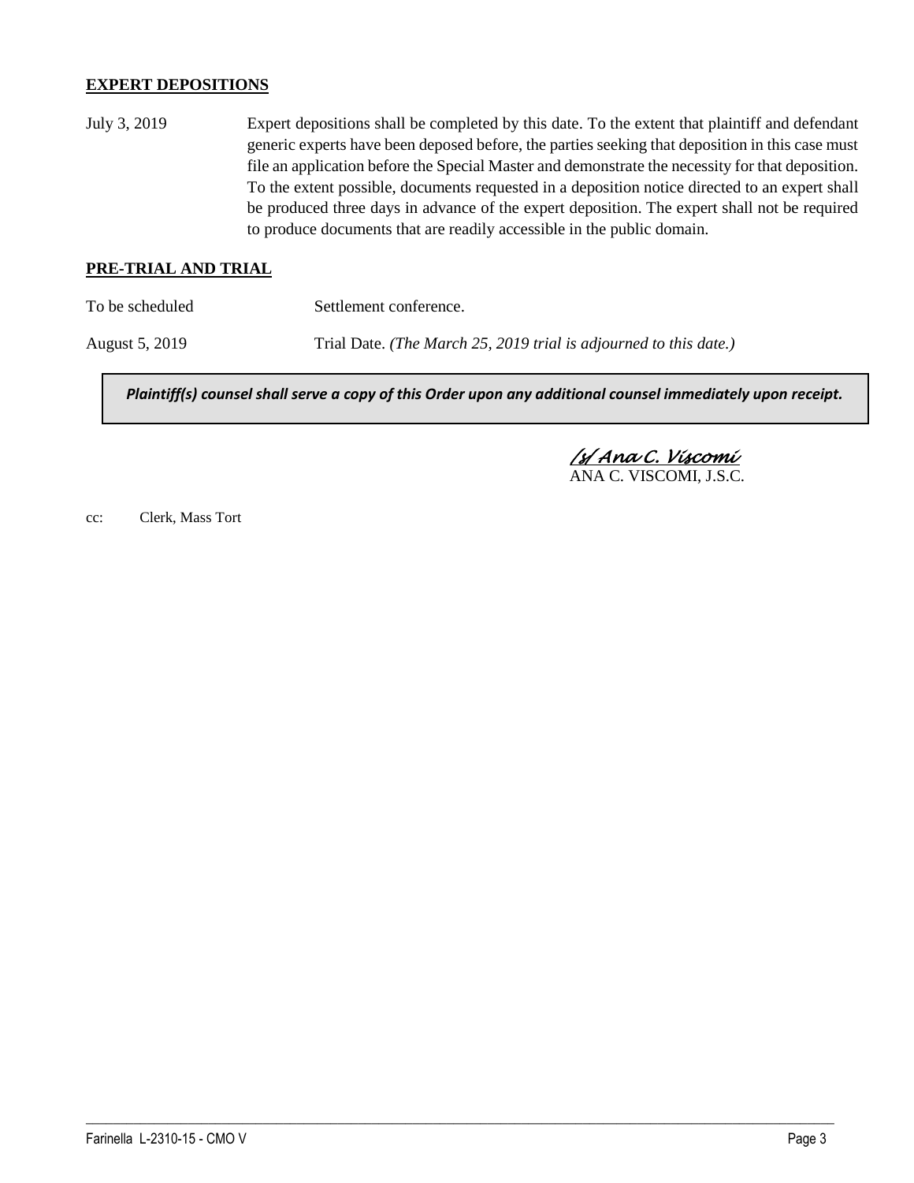**EXPERT DEPOSITIONS**

| | |
|---|---|
| July 3, 2019 | Expert depositions shall be completed by this date. To the extent that plaintiff and defendant generic experts have been deposed before, the parties seeking that deposition in this case must file an application before the Special Master and demonstrate the necessity for that deposition. To the extent possible, documents requested in a deposition notice directed to an expert shall be produced three days in advance of the expert deposition. The expert shall not be required to produce documents that are readily accessible in the public domain. |

**PRE-TRIAL AND TRIAL**

| | |
|---|---|
| To be scheduled | Settlement conference. |
| August 5, 2019 | Trial Date. *(The March 25, 2019 trial is adjourned to this date.)* |

***Plaintiff(s) counsel shall serve a copy of this Order upon any additional counsel immediately upon receipt.***

*/s/ Ana C. Viscomi*
ANA C. VISCOMI, J.S.C.

cc: Clerk, Mass Tort